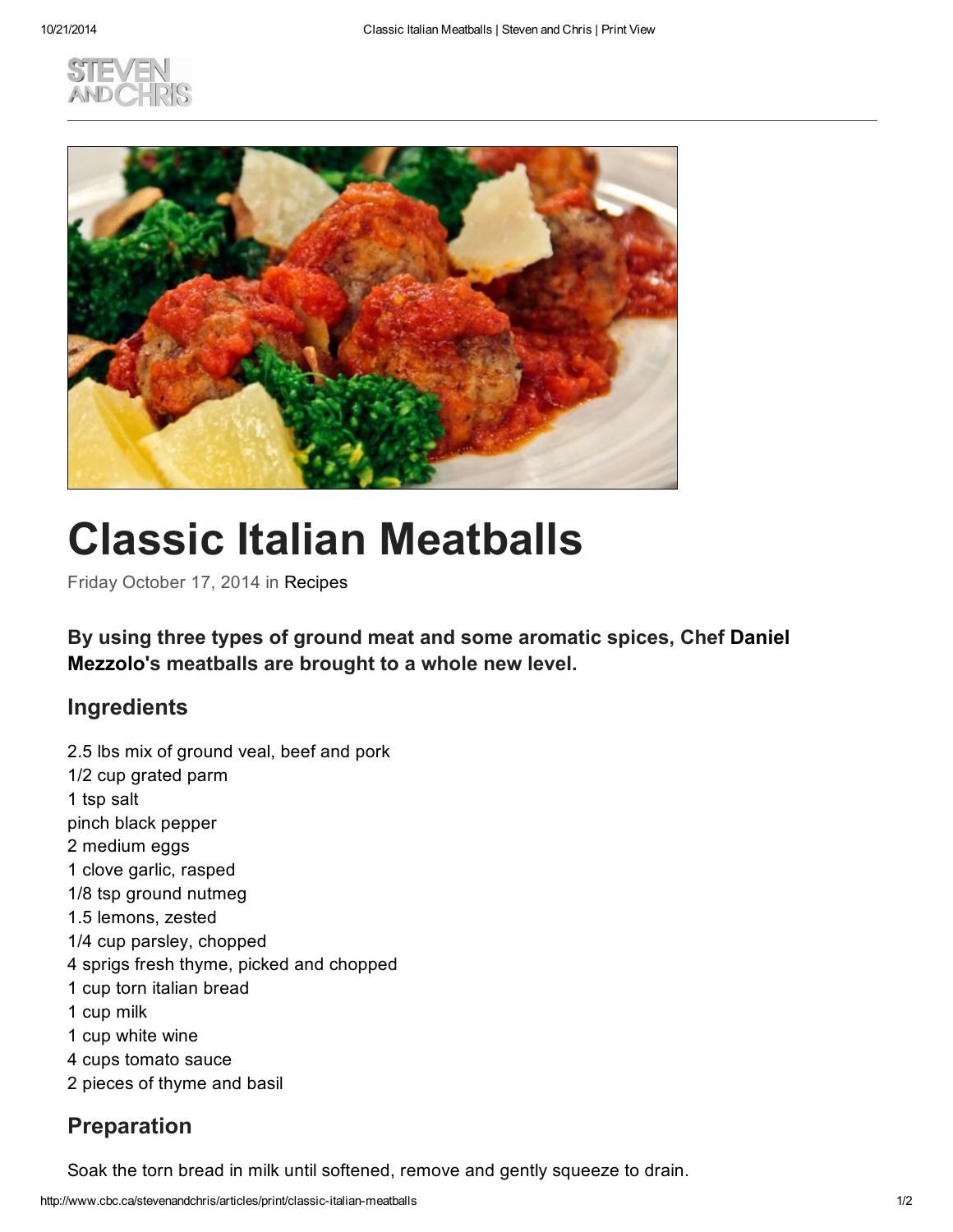# Classic Italian Meatballs

Friday October 17, 2014 in Recipes

**By using three types of ground meat and some aromatic spices, Chef Daniel Mezzolo's meatballs are brought to a whole new level.**

## Ingredients

2.5 lbs mix of ground veal, beef and pork
1/2 cup grated parm
1 tsp salt
pinch black pepper
2 medium eggs
1 clove garlic, rasped
1/8 tsp ground nutmeg
1.5 lemons, zested
1/4 cup parsley, chopped
4 sprigs fresh thyme, picked and chopped
1 cup torn italian bread
1 cup milk
1 cup white wine
4 cups tomato sauce
2 pieces of thyme and basil

## Preparation

Soak the torn bread in milk until softened, remove and gently squeeze to drain.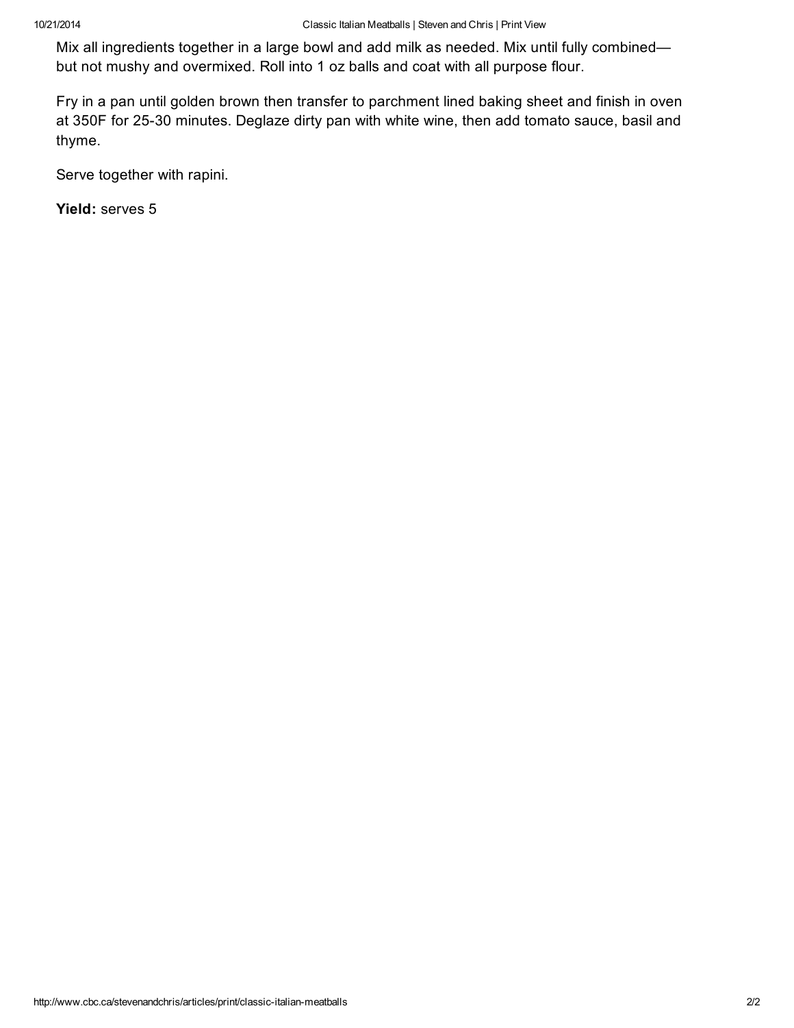Mix all ingredients together in a large bowl and add milk as needed. Mix until fully combined—but not mushy and overmixed. Roll into 1 oz balls and coat with all purpose flour.

Fry in a pan until golden brown then transfer to parchment lined baking sheet and finish in oven at 350F for 25-30 minutes. Deglaze dirty pan with white wine, then add tomato sauce, basil and thyme.

Serve together with rapini.

**Yield:** serves 5